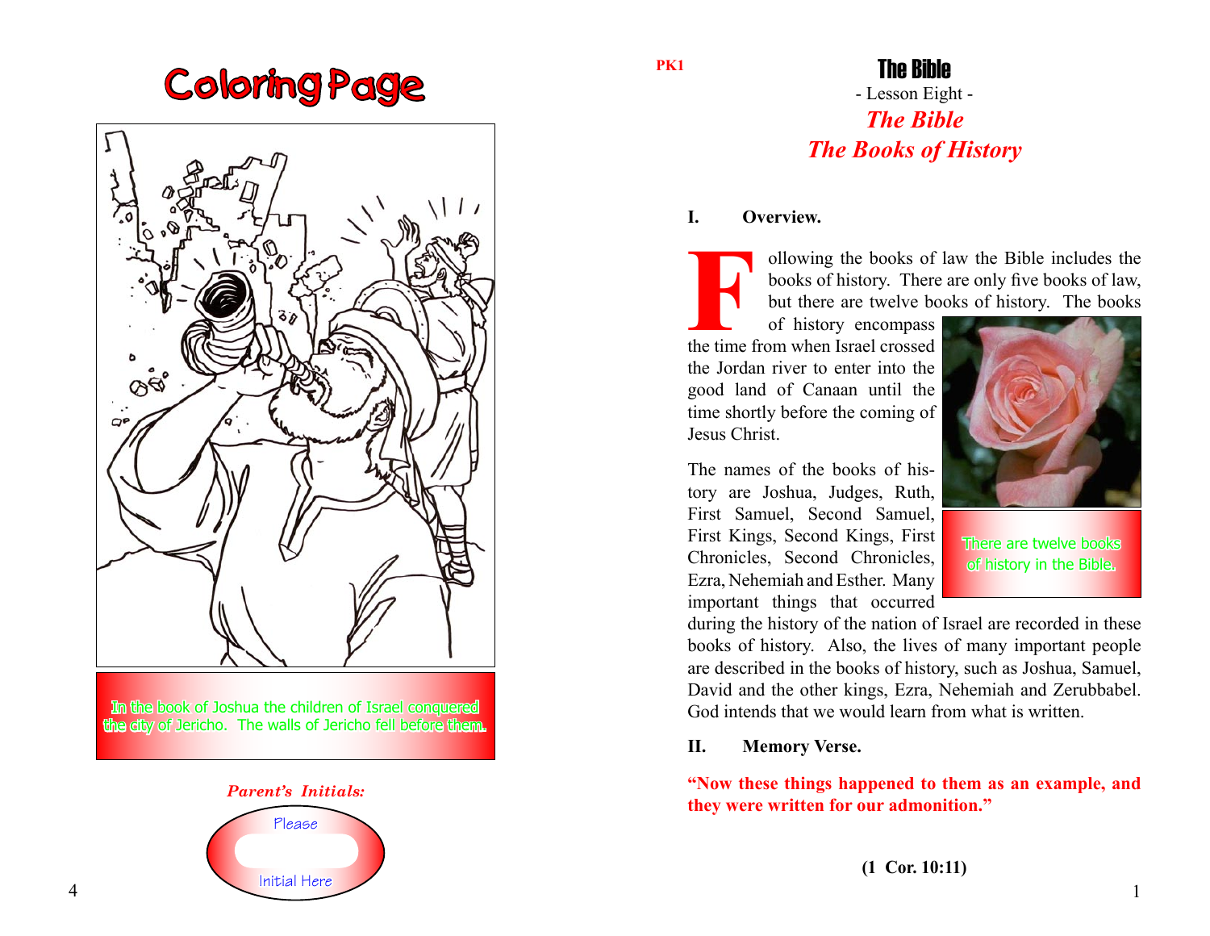# Coloring Page

In the book of Joshua the children of Israel conquered the city of Jericho. The walls of Jericho fell before them.

*Parent's Initials:*

Please

Initial Here

PK1

# The Bible

- Lesson Eight -

## *The Bible*
## *The Books of History*

**I. Overview.**

Following the books of law the Bible includes the books of history. There are only five books of law, but there are twelve books of history. The books of history encompass the time from when Israel crossed the Jordan river to enter into the good land of Canaan until the time shortly before the coming of Jesus Christ.

There are twelve books of history in the Bible.

The names of the books of history are Joshua, Judges, Ruth, First Samuel, Second Samuel, First Kings, Second Kings, First Chronicles, Second Chronicles, Ezra, Nehemiah and Esther. Many important things that occurred during the history of the nation of Israel are recorded in these books of history. Also, the lives of many important people are described in the books of history, such as Joshua, Samuel, David and the other kings, Ezra, Nehemiah and Zerubbabel. God intends that we would learn from what is written.

**II. Memory Verse.**

**"Now these things happened to them as an example, and they were written for our admonition."**

**(1 Cor. 10:11)**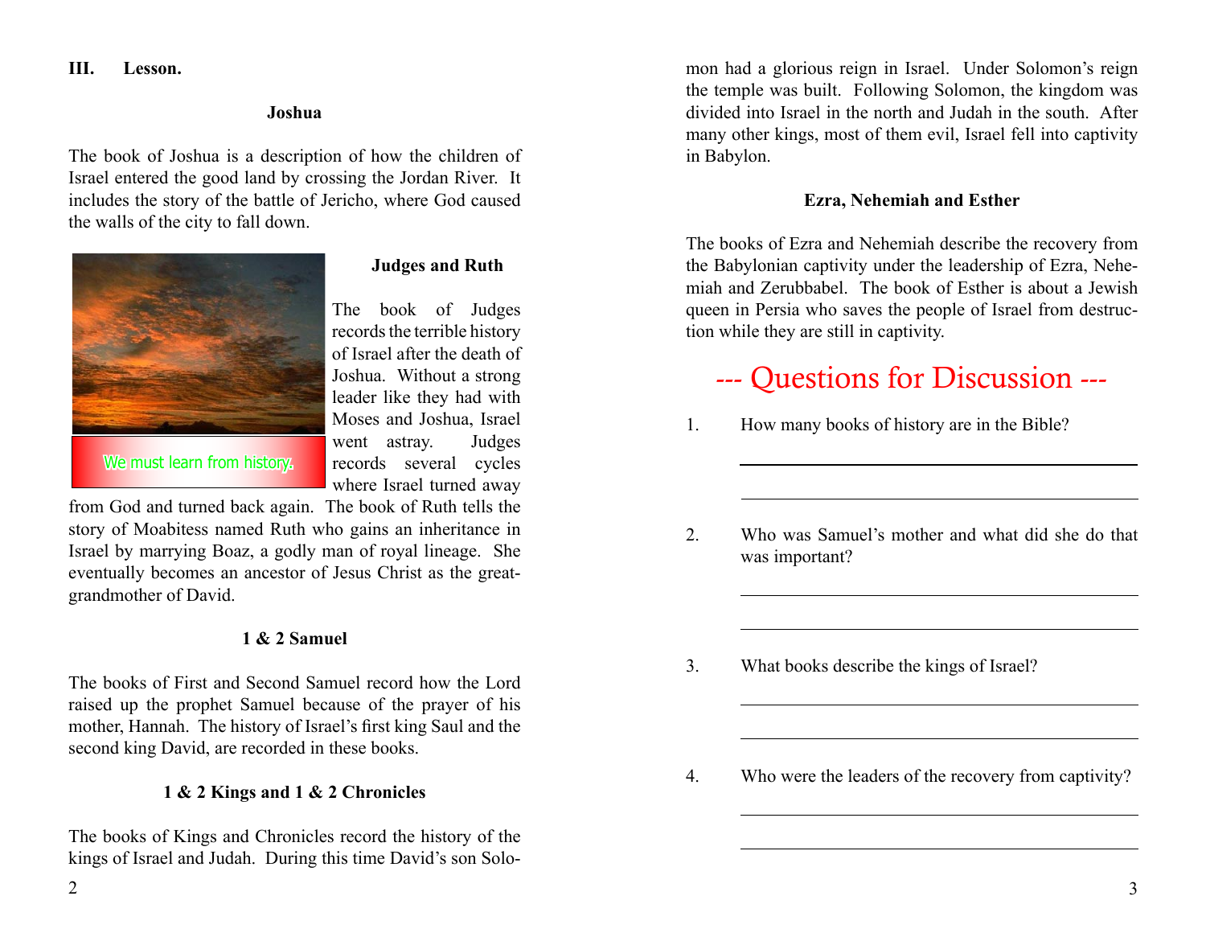### III. Lesson.

#### Joshua

The book of Joshua is a description of how the children of Israel entered the good land by crossing the Jordan River. It includes the story of the battle of Jericho, where God caused the walls of the city to fall down.

#### Judges and Ruth

We must learn from history.

The book of Judges records the terrible history of Israel after the death of Joshua. Without a strong leader like they had with Moses and Joshua, Israel went astray. Judges records several cycles where Israel turned away from God and turned back again. The book of Ruth tells the story of Moabitess named Ruth who gains an inheritance in Israel by marrying Boaz, a godly man of royal lineage. She eventually becomes an ancestor of Jesus Christ as the great-grandmother of David.

#### 1 & 2 Samuel

The books of First and Second Samuel record how the Lord raised up the prophet Samuel because of the prayer of his mother, Hannah. The history of Israel's first king Saul and the second king David, are recorded in these books.

#### 1 & 2 Kings and 1 & 2 Chronicles

The books of Kings and Chronicles record the history of the kings of Israel and Judah. During this time David's son Solomon had a glorious reign in Israel. Under Solomon's reign the temple was built. Following Solomon, the kingdom was divided into Israel in the north and Judah in the south. After many other kings, most of them evil, Israel fell into captivity in Babylon.

#### Ezra, Nehemiah and Esther

The books of Ezra and Nehemiah describe the recovery from the Babylonian captivity under the leadership of Ezra, Nehemiah and Zerubbabel. The book of Esther is about a Jewish queen in Persia who saves the people of Israel from destruction while they are still in captivity.

## --- Questions for Discussion ---

1. How many books of history are in the Bible?

   \_\_\_\_\_\_\_\_\_\_\_\_\_\_\_\_\_\_\_\_\_\_\_\_\_\_\_\_\_\_\_\_\_\_\_\_\_\_\_\_

   \_\_\_\_\_\_\_\_\_\_\_\_\_\_\_\_\_\_\_\_\_\_\_\_\_\_\_\_\_\_\_\_\_\_\_\_\_\_\_\_

2. Who was Samuel's mother and what did she do that was important?

   \_\_\_\_\_\_\_\_\_\_\_\_\_\_\_\_\_\_\_\_\_\_\_\_\_\_\_\_\_\_\_\_\_\_\_\_\_\_\_\_

   \_\_\_\_\_\_\_\_\_\_\_\_\_\_\_\_\_\_\_\_\_\_\_\_\_\_\_\_\_\_\_\_\_\_\_\_\_\_\_\_

3. What books describe the kings of Israel?

   \_\_\_\_\_\_\_\_\_\_\_\_\_\_\_\_\_\_\_\_\_\_\_\_\_\_\_\_\_\_\_\_\_\_\_\_\_\_\_\_

   \_\_\_\_\_\_\_\_\_\_\_\_\_\_\_\_\_\_\_\_\_\_\_\_\_\_\_\_\_\_\_\_\_\_\_\_\_\_\_\_

4. Who were the leaders of the recovery from captivity?

   \_\_\_\_\_\_\_\_\_\_\_\_\_\_\_\_\_\_\_\_\_\_\_\_\_\_\_\_\_\_\_\_\_\_\_\_\_\_\_\_

   \_\_\_\_\_\_\_\_\_\_\_\_\_\_\_\_\_\_\_\_\_\_\_\_\_\_\_\_\_\_\_\_\_\_\_\_\_\_\_\_